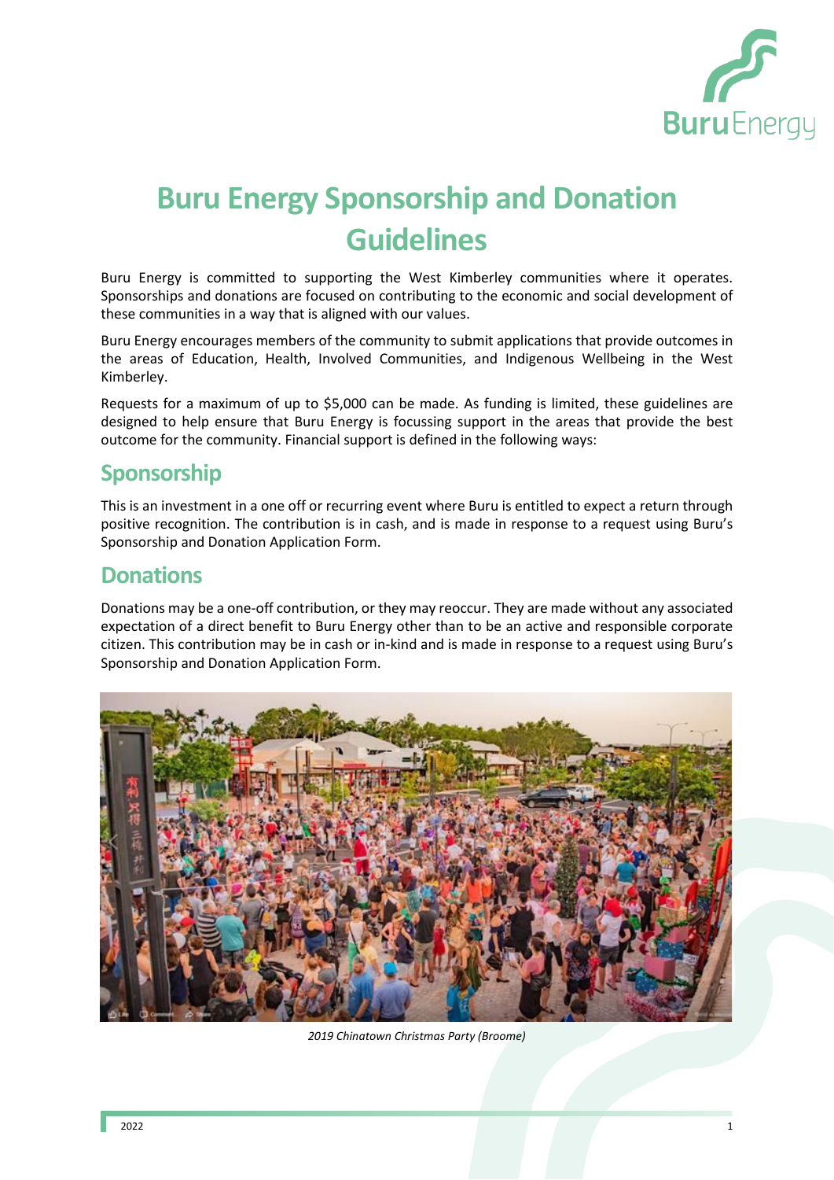# Buru Energy Sponsorship and Donation Guidelines

Buru Energy is committed to supporting the West Kimberley communities where it operates. Sponsorships and donations are focused on contributing to the economic and social development of these communities in a way that is aligned with our values.

Buru Energy encourages members of the community to submit applications that provide outcomes in the areas of Education, Health, Involved Communities, and Indigenous Wellbeing in the West Kimberley.

Requests for a maximum of up to $5,000 can be made. As funding is limited, these guidelines are designed to help ensure that Buru Energy is focussing support in the areas that provide the best outcome for the community. Financial support is defined in the following ways:

## Sponsorship

This is an investment in a one off or recurring event where Buru is entitled to expect a return through positive recognition. The contribution is in cash, and is made in response to a request using Buru's Sponsorship and Donation Application Form.

## Donations

Donations may be a one-off contribution, or they may reoccur. They are made without any associated expectation of a direct benefit to Buru Energy other than to be an active and responsible corporate citizen. This contribution may be in cash or in-kind and is made in response to a request using Buru's Sponsorship and Donation Application Form.

*2019 Chinatown Christmas Party (Broome)*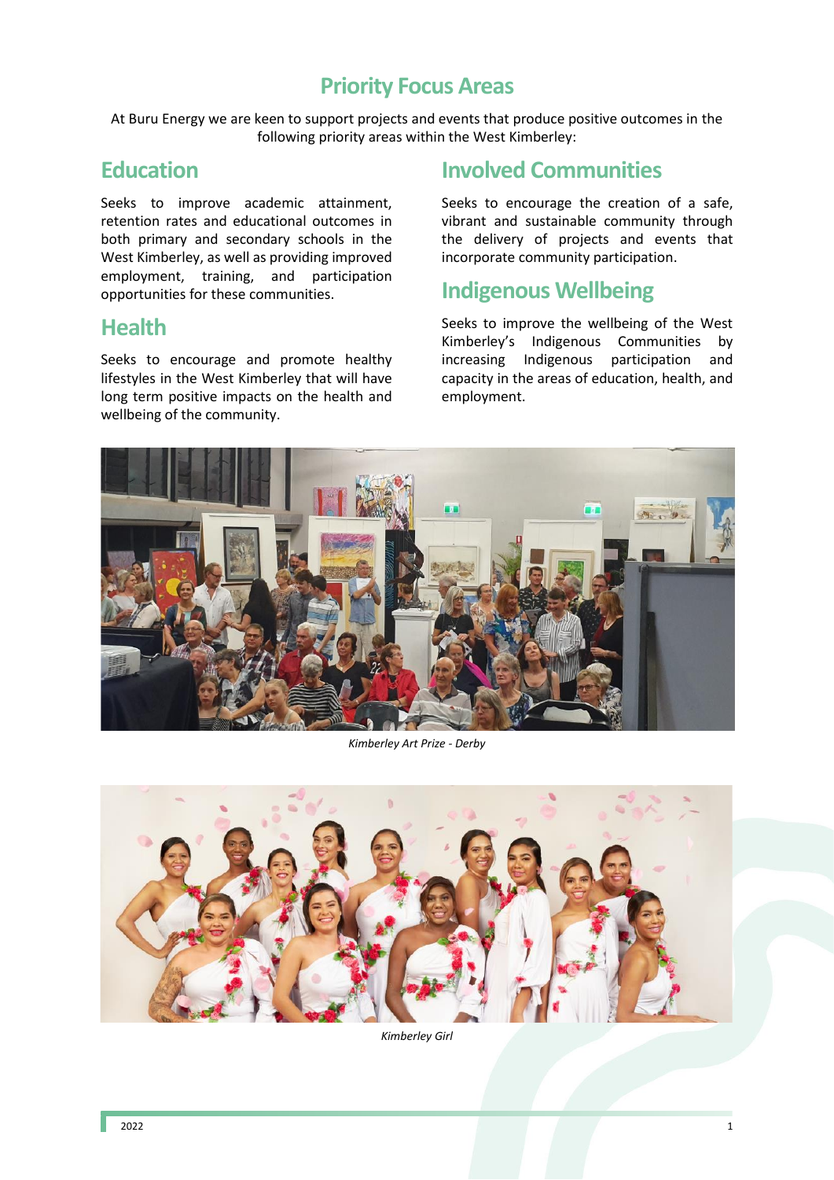# Priority Focus Areas

At Buru Energy we are keen to support projects and events that produce positive outcomes in the following priority areas within the West Kimberley:

## Education

Seeks to improve academic attainment, retention rates and educational outcomes in both primary and secondary schools in the West Kimberley, as well as providing improved employment, training, and participation opportunities for these communities.

## Health

Seeks to encourage and promote healthy lifestyles in the West Kimberley that will have long term positive impacts on the health and wellbeing of the community.

## Involved Communities

Seeks to encourage the creation of a safe, vibrant and sustainable community through the delivery of projects and events that incorporate community participation.

## Indigenous Wellbeing

Seeks to improve the wellbeing of the West Kimberley's Indigenous Communities by increasing Indigenous participation and capacity in the areas of education, health, and employment.

*Kimberley Art Prize - Derby*

*Kimberley Girl*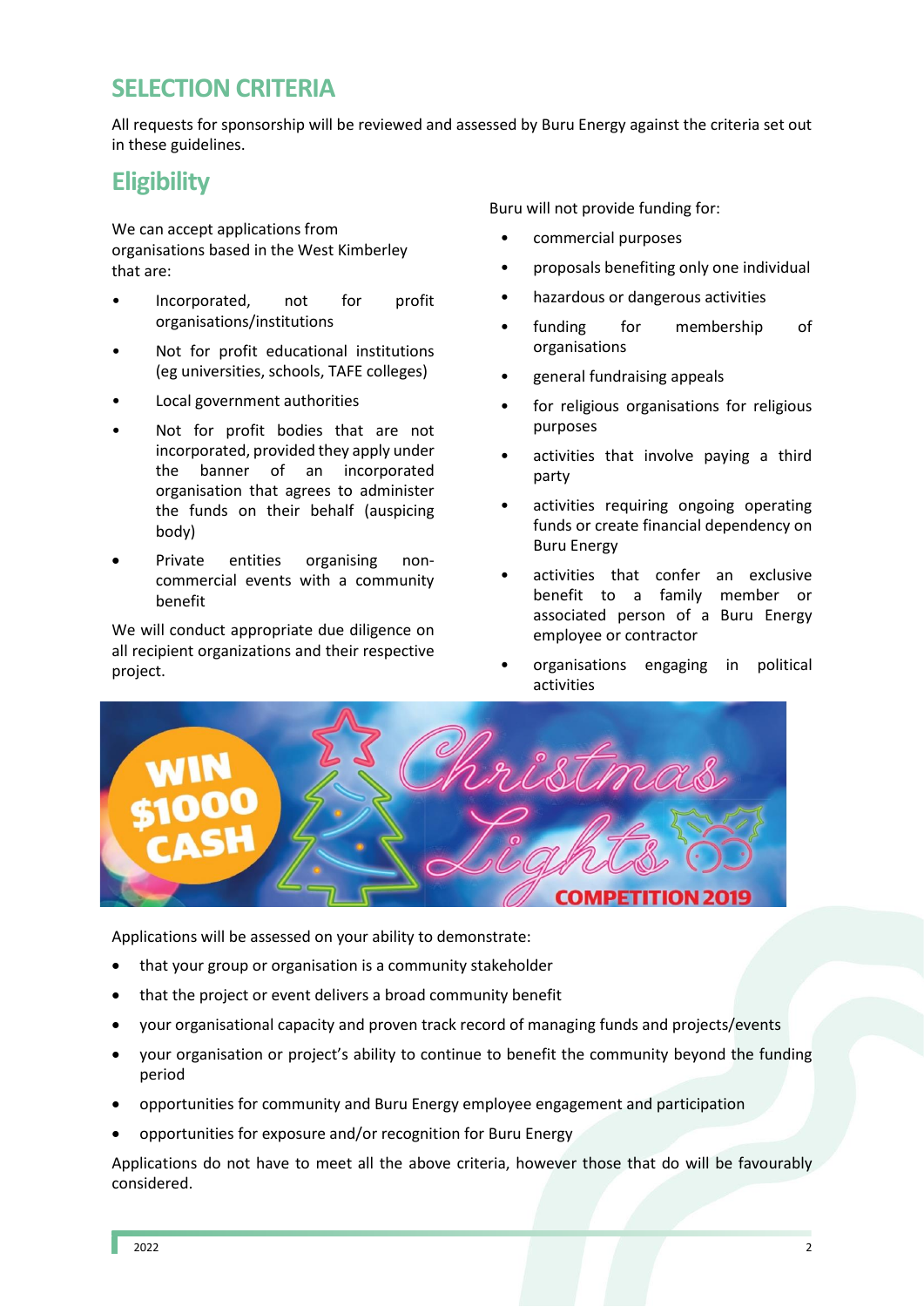# SELECTION CRITERIA

All requests for sponsorship will be reviewed and assessed by Buru Energy against the criteria set out in these guidelines.

## Eligibility

We can accept applications from organisations based in the West Kimberley that are:

- Incorporated, not for profit organisations/institutions
- Not for profit educational institutions (eg universities, schools, TAFE colleges)
- Local government authorities
- Not for profit bodies that are not incorporated, provided they apply under the banner of an incorporated organisation that agrees to administer the funds on their behalf (auspicing body)
- Private entities organising non-commercial events with a community benefit

We will conduct appropriate due diligence on all recipient organizations and their respective project.

Buru will not provide funding for:

- commercial purposes
- proposals benefiting only one individual
- hazardous or dangerous activities
- funding for membership of organisations
- general fundraising appeals
- for religious organisations for religious purposes
- activities that involve paying a third party
- activities requiring ongoing operating funds or create financial dependency on Buru Energy
- activities that confer an exclusive benefit to a family member or associated person of a Buru Energy employee or contractor
- organisations engaging in political activities

Applications will be assessed on your ability to demonstrate:

- that your group or organisation is a community stakeholder
- that the project or event delivers a broad community benefit
- your organisational capacity and proven track record of managing funds and projects/events
- your organisation or project's ability to continue to benefit the community beyond the funding period
- opportunities for community and Buru Energy employee engagement and participation
- opportunities for exposure and/or recognition for Buru Energy

Applications do not have to meet all the above criteria, however those that do will be favourably considered.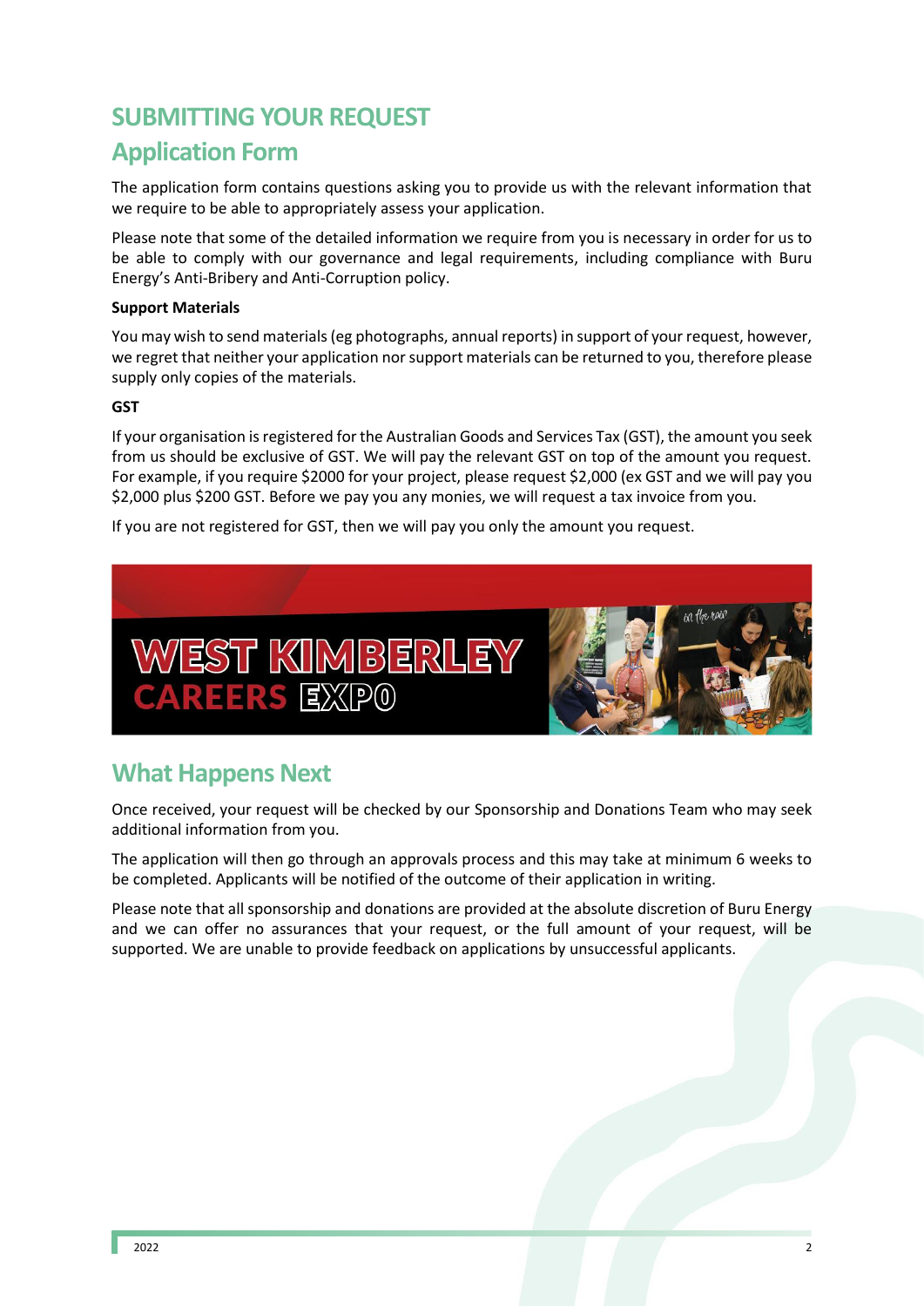# SUBMITTING YOUR REQUEST

## Application Form

The application form contains questions asking you to provide us with the relevant information that we require to be able to appropriately assess your application.

Please note that some of the detailed information we require from you is necessary in order for us to be able to comply with our governance and legal requirements, including compliance with Buru Energy's Anti-Bribery and Anti-Corruption policy.

**Support Materials**

You may wish to send materials (eg photographs, annual reports) in support of your request, however, we regret that neither your application nor support materials can be returned to you, therefore please supply only copies of the materials.

**GST**

If your organisation is registered for the Australian Goods and Services Tax (GST), the amount you seek from us should be exclusive of GST. We will pay the relevant GST on top of the amount you request. For example, if you require $2000 for your project, please request $2,000 (ex GST and we will pay you $2,000 plus $200 GST. Before we pay you any monies, we will request a tax invoice from you.

If you are not registered for GST, then we will pay you only the amount you request.

WEST KIMBERLEY CAREERS EXPO

## What Happens Next

Once received, your request will be checked by our Sponsorship and Donations Team who may seek additional information from you.

The application will then go through an approvals process and this may take at minimum 6 weeks to be completed. Applicants will be notified of the outcome of their application in writing.

Please note that all sponsorship and donations are provided at the absolute discretion of Buru Energy and we can offer no assurances that your request, or the full amount of your request, will be supported. We are unable to provide feedback on applications by unsuccessful applicants.